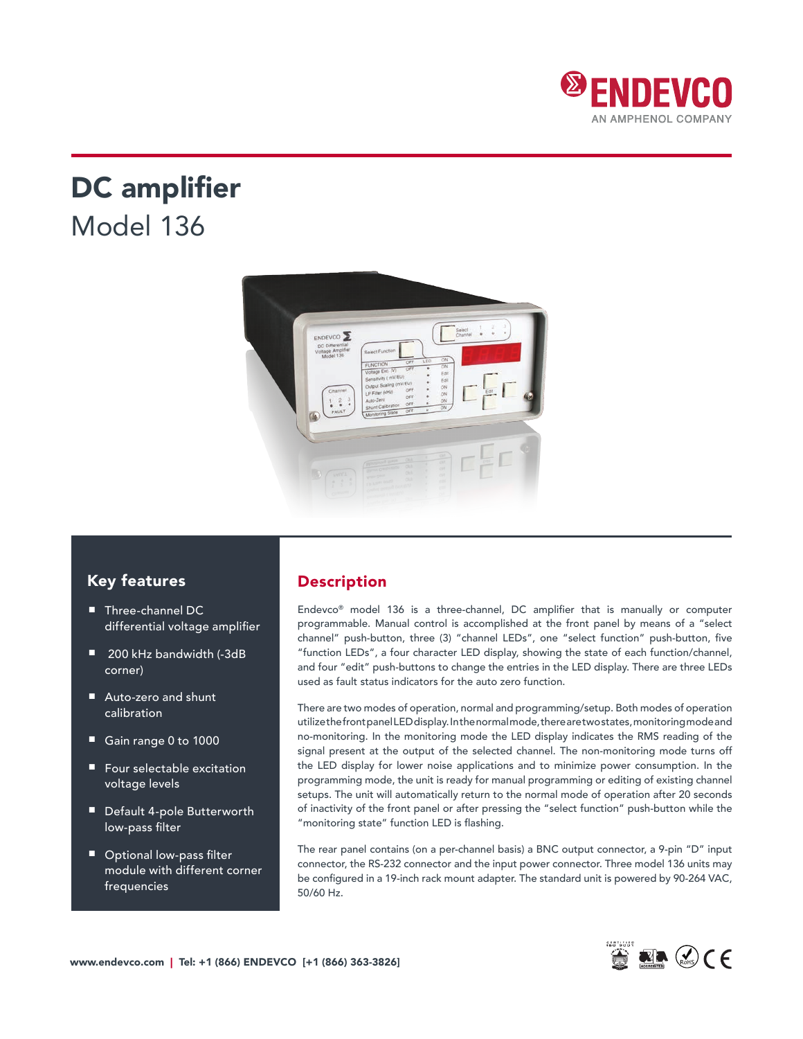# DC amplifier

## Model 136

## Key features

- Three-channel DC differential voltage amplifier
- 200 kHz bandwidth (-3dB corner)
- Auto-zero and shunt calibration
- Gain range 0 to 1000
- Four selectable excitation voltage levels
- Default 4-pole Butterworth low-pass filter
- Optional low-pass filter module with different corner frequencies

## Description

Endevco® model 136 is a three-channel, DC amplifier that is manually or computer programmable. Manual control is accomplished at the front panel by means of a "select channel" push-button, three (3) "channel LEDs", one "select function" push-button, five "function LEDs", a four character LED display, showing the state of each function/channel, and four "edit" push-buttons to change the entries in the LED display. There are three LEDs used as fault status indicators for the auto zero function.

There are two modes of operation, normal and programming/setup. Both modes of operation utilize the front panel LED display. In the normal mode, there are two states, monitoring mode and no-monitoring. In the monitoring mode the LED display indicates the RMS reading of the signal present at the output of the selected channel. The non-monitoring mode turns off the LED display for lower noise applications and to minimize power consumption. In the programming mode, the unit is ready for manual programming or editing of existing channel setups. The unit will automatically return to the normal mode of operation after 20 seconds of inactivity of the front panel or after pressing the "select function" push-button while the "monitoring state" function LED is flashing.

The rear panel contains (on a per-channel basis) a BNC output connector, a 9-pin "D" input connector, the RS-232 connector and the input power connector. Three model 136 units may be configured in a 19-inch rack mount adapter. The standard unit is powered by 90-264 VAC, 50/60 Hz.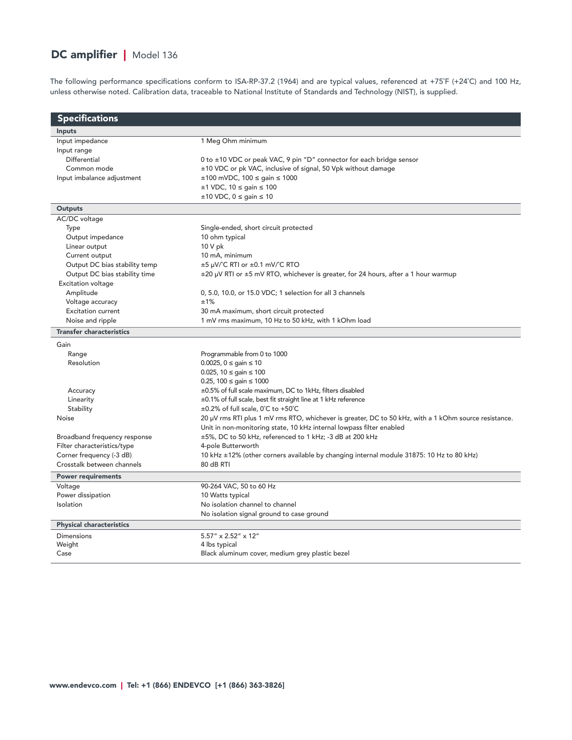# DC amplifier | Model 136

The following performance specifications conform to ISA-RP-37.2 (1964) and are typical values, referenced at +75˚F (+24˚C) and 100 Hz, unless otherwise noted. Calibration data, traceable to National Institute of Standards and Technology (NIST), is supplied.

## Specifications

| Specifications | |
|---|---|
| **Inputs** | |
| Input impedance | 1 Meg Ohm minimum |
| Input range | |
| Differential | 0 to ±10 VDC or peak VAC, 9 pin "D" connector for each bridge sensor |
| Common mode | ±10 VDC or pk VAC, inclusive of signal, 50 Vpk without damage |
| Input imbalance adjustment | ±100 mVDC, 100 ≤ gain ≤ 1000 |
| | ±1 VDC, 10 ≤ gain ≤ 100 |
| | ±10 VDC, 0 ≤ gain ≤ 10 |
| **Outputs** | |
| AC/DC voltage | |
| Type | Single-ended, short circuit protected |
| Output impedance | 10 ohm typical |
| Linear output | 10 V pk |
| Current output | 10 mA, minimum |
| Output DC bias stability temp | ±5 µV/˚C RTI or ±0.1 mV/˚C RTO |
| Output DC bias stability time | ±20 µV RTI or ±5 mV RTO, whichever is greater, for 24 hours, after a 1 hour warmup |
| Excitation voltage | |
| Amplitude | 0, 5.0, 10.0, or 15.0 VDC; 1 selection for all 3 channels |
| Voltage accuracy | ±1% |
| Excitation current | 30 mA maximum, short circuit protected |
| Noise and ripple | 1 mV rms maximum, 10 Hz to 50 kHz, with 1 kOhm load |
| **Transfer characteristics** | |
| Gain | |
| Range | Programmable from 0 to 1000 |
| Resolution | 0.0025, 0 ≤ gain ≤ 10 |
| | 0.025, 10 ≤ gain ≤ 100 |
| | 0.25, 100 ≤ gain ≤ 1000 |
| Accuracy | ±0.5% of full scale maximum, DC to 1kHz, filters disabled |
| Linearity | ±0.1% of full scale, best fit straight line at 1 kHz reference |
| Stability | ±0.2% of full scale, 0˚C to +50˚C |
| Noise | 20 µV rms RTI plus 1 mV rms RTO, whichever is greater, DC to 50 kHz, with a 1 kOhm source resistance. |
| | Unit in non-monitoring state, 10 kHz internal lowpass filter enabled |
| Broadband frequency response | ±5%, DC to 50 kHz, referenced to 1 kHz; -3 dB at 200 kHz |
| Filter characteristics/type | 4-pole Butterworth |
| Corner frequency (-3 dB) | 10 kHz ±12% (other corners available by changing internal module 31875: 10 Hz to 80 kHz) |
| Crosstalk between channels | 80 dB RTI |
| **Power requirements** | |
| Voltage | 90-264 VAC, 50 to 60 Hz |
| Power dissipation | 10 Watts typical |
| Isolation | No isolation channel to channel |
| | No isolation signal ground to case ground |
| **Physical characteristics** | |
| Dimensions | 5.57" x 2.52" x 12" |
| Weight | 4 lbs typical |
| Case | Black aluminum cover, medium grey plastic bezel |

www.endevco.com | Tel: +1 (866) ENDEVCO [+1 (866) 363-3826]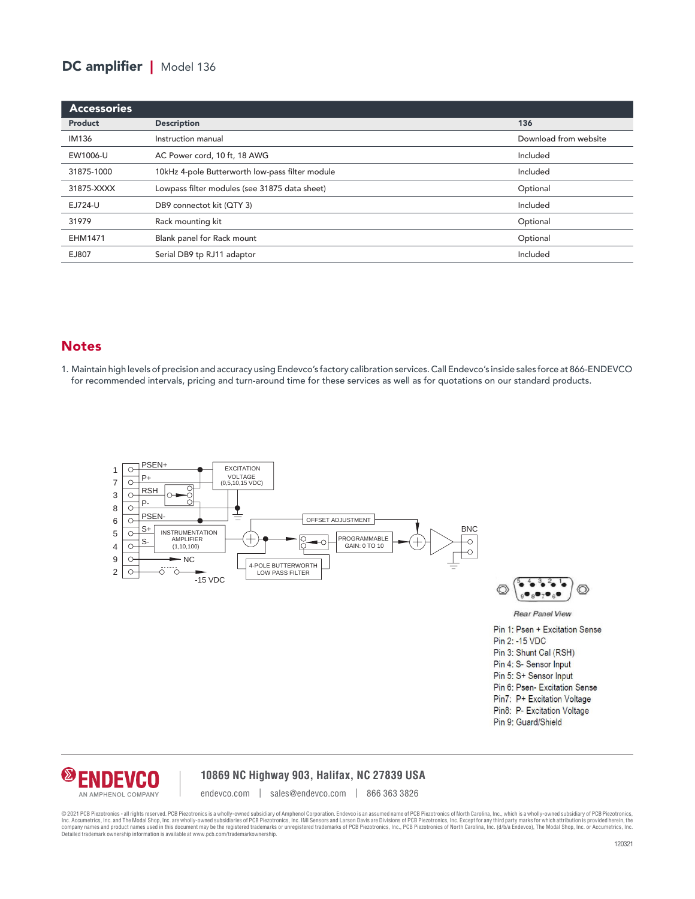## Accessories

| Product | Description | 136 |
|---|---|---|
| IM136 | Instruction manual | Download from website |
| EW1006-U | AC Power cord, 10 ft, 18 AWG | Included |
| 31875-1000 | 10kHz 4-pole Butterworth low-pass filter module | Included |
| 31875-XXXX | Lowpass filter modules (see 31875 data sheet) | Optional |
| EJ724-U | DB9 connectot kit (QTY 3) | Included |
| 31979 | Rack mounting kit | Optional |
| EHM1471 | Blank panel for Rack mount | Optional |
| EJ807 | Serial DB9 tp RJ11 adaptor | Included |

## Notes

1. Maintain high levels of precision and accuracy using Endevco's factory calibration services. Call Endevco's inside sales force at 866-ENDEVCO for recommended intervals, pricing and turn-around time for these services as well as for quotations on our standard products.

1
7
3
8
6
5
4
9
2

PSEN+
P+
RSH
P-
PSEN-
S+
S-
NC
-15 VDC

EXCITATION VOLTAGE (0,5,10,15 VDC)

INSTRUMENTATION AMPLIFIER (1,10,100)

OFFSET ADJUSTMENT

PROGRAMMABLE GAIN: 0 TO 10

4-POLE BUTTERWORTH LOW PASS FILTER

BNC

Rear Panel View

Pin 1: Psen + Excitation Sense
Pin 2: -15 VDC
Pin 3: Shunt Cal (RSH)
Pin 4: S- Sensor Input
Pin 5: S+ Sensor Input
Pin 6: Psen- Excitation Sense
Pin7: P+ Excitation Voltage
Pin8: P- Excitation Voltage
Pin 9: Guard/Shield

ENDEVCO
AN AMPHENOL COMPANY

10869 NC Highway 903, Halifax, NC 27839 USA

endevco.com | sales@endevco.com | 866 363 3826

© 2021 PCB Piezotronics - all rights reserved. PCB Piezotronics is a wholly-owned subsidiary of Amphenol Corporation. Endevco is an assumed name of PCB Piezotronics of North Carolina, Inc., which is a wholly-owned subsidiary of PCB Piezotronics, Inc. Accumetrics, Inc. and The Modal Shop, Inc. are wholly-owned subsidiaries of PCB Piezotronics, Inc. IMI Sensors and Larson Davis are Divisions of PCB Piezotronics, Inc. Except for any third party marks for which attribution is provided herein, the company names and product names used in this document may be the registered trademarks or unregistered trademarks of PCB Piezotronics, Inc., PCB Piezotronics of North Carolina, Inc. (d/b/a Endevco), The Modal Shop, Inc. or Accumetrics, Inc. Detailed trademark ownership information is available at www.pcb.com/trademarkownership.

120321